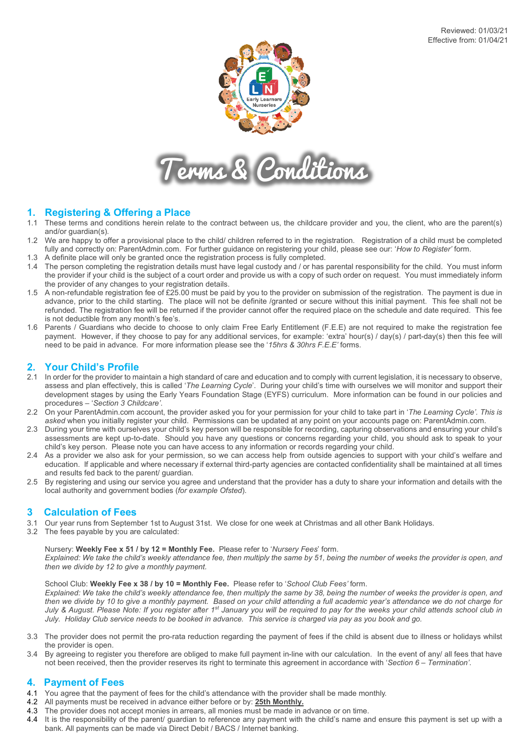Reviewed: 01/03/21
Effective from: 01/04/21

Early Learners Nurseries

# Terms & Conditions

## 1. Registering & Offering a Place

1.1 These terms and conditions herein relate to the contract between us, the childcare provider and you, the client, who are the parent(s) and/or guardian(s).

1.2 We are happy to offer a provisional place to the child/ children referred to in the registration. Registration of a child must be completed fully and correctly on: ParentAdmin.com. For further guidance on registering your child, please see our: '*How to Register'* form.

1.3 A definite place will only be granted once the registration process is fully completed.

1.4 The person completing the registration details must have legal custody and / or has parental responsibility for the child. You must inform the provider if your child is the subject of a court order and provide us with a copy of such order on request. You must immediately inform the provider of any changes to your registration details.

1.5 A non-refundable registration fee of £25.00 must be paid by you to the provider on submission of the registration. The payment is due in advance, prior to the child starting. The place will not be definite /granted or secure without this initial payment. This fee shall not be refunded. The registration fee will be returned if the provider cannot offer the required place on the schedule and date required. This fee is not deductible from any month's fee's.

1.6 Parents / Guardians who decide to choose to only claim Free Early Entitlement (F.E.E) are not required to make the registration fee payment. However, if they choose to pay for any additional services, for example: 'extra' hour(s) / day(s) / part-day(s) then this fee will need to be paid in advance. For more information please see the '*15hrs & 30hrs F.E.E'* forms.

## 2. Your Child's Profile

2.1 In order for the provider to maintain a high standard of care and education and to comply with current legislation, it is necessary to observe, assess and plan effectively, this is called '*The Learning Cycle*'. During your child's time with ourselves we will monitor and support their development stages by using the Early Years Foundation Stage (EYFS) curriculum. More information can be found in our policies and procedures – '*Section 3 Childcare'*.

2.2 On your ParentAdmin.com account, the provider asked you for your permission for your child to take part in '*The Learning Cycle'*. *This is asked* when you initially register your child. Permissions can be updated at any point on your accounts page on: ParentAdmin.com.

2.3 During your time with ourselves your child's key person will be responsible for recording, capturing observations and ensuring your child's assessments are kept up-to-date. Should you have any questions or concerns regarding your child, you should ask to speak to your child's key person. Please note you can have access to any information or records regarding your child.

2.4 As a provider we also ask for your permission, so we can access help from outside agencies to support with your child's welfare and education. If applicable and where necessary if external third-party agencies are contacted confidentiality shall be maintained at all times and results fed back to the parent/ guardian.

2.5 By registering and using our service you agree and understand that the provider has a duty to share your information and details with the local authority and government bodies (*for example Ofsted*).

## 3 Calculation of Fees

3.1 Our year runs from September 1st to August 31st. We close for one week at Christmas and all other Bank Holidays.

3.2 The fees payable by you are calculated:

Nursery: **Weekly Fee x 51 / by 12 = Monthly Fee.** Please refer to '*Nursery Fees*' form.
*Explained: We take the child's weekly attendance fee, then multiply the same by 51, being the number of weeks the provider is open, and then we divide by 12 to give a monthly payment.*

School Club: **Weekly Fee x 38 / by 10 = Monthly Fee.** Please refer to '*School Club Fees'* form.
*Explained: We take the child's weekly attendance fee, then multiply the same by 38, being the number of weeks the provider is open, and then we divide by 10 to give a monthly payment. Based on your child attending a full academic year's attendance we do not charge for July & August. Please Note: If you register after 1st January you will be required to pay for the weeks your child attends school club in July. Holiday Club service needs to be booked in advance. This service is charged via pay as you book and go.*

3.3 The provider does not permit the pro-rata reduction regarding the payment of fees if the child is absent due to illness or holidays whilst the provider is open.

3.4 By agreeing to register you therefore are obliged to make full payment in-line with our calculation. In the event of any/ all fees that have not been received, then the provider reserves its right to terminate this agreement in accordance with '*Section 6 – Termination'*.

## 4. Payment of Fees

4.1 You agree that the payment of fees for the child's attendance with the provider shall be made monthly.

4.2 All payments must be received in advance either before or by: **25th Monthly.**

4.3 The provider does not accept monies in arrears, all monies must be made in advance or on time.

4.4 It is the responsibility of the parent/ guardian to reference any payment with the child's name and ensure this payment is set up with a bank. All payments can be made via Direct Debit / BACS / Internet banking.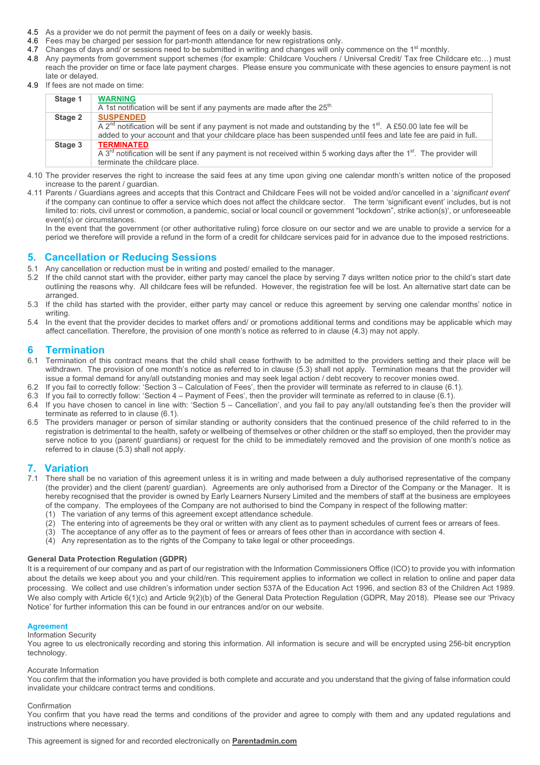4.5 As a provider we do not permit the payment of fees on a daily or weekly basis.

4.6 Fees may be charged per session for part-month attendance for new registrations only.

4.7 Changes of days and/ or sessions need to be submitted in writing and changes will only commence on the 1st monthly.

4.8 Any payments from government support schemes (for example: Childcare Vouchers / Universal Credit/ Tax free Childcare etc…) must reach the provider on time or face late payment charges. Please ensure you communicate with these agencies to ensure payment is not late or delayed.

4.9 If fees are not made on time:

| | |
|---|---|
| **Stage 1** | **WARNING**<br>A 1st notification will be sent if any payments are made after the 25th |
| **Stage 2** | **SUSPENDED**<br>A 2nd notification will be sent if any payment is not made and outstanding by the 1st. A £50.00 late fee will be added to your account and that your childcare place has been suspended until fees and late fee are paid in full. |
| **Stage 3** | **TERMINATED**<br>A 3rd notification will be sent if any payment is not received within 5 working days after the 1st. The provider will terminate the childcare place. |

4.10 The provider reserves the right to increase the said fees at any time upon giving one calendar month's written notice of the proposed increase to the parent / guardian.

4.11 Parents / Guardians agrees and accepts that this Contract and Childcare Fees will not be voided and/or cancelled in a '*significant event*' if the company can continue to offer a service which does not affect the childcare sector. The term 'significant event' includes, but is not limited to: riots, civil unrest or commotion, a pandemic, social or local council or government "lockdown", strike action(s)', or unforeseeable event(s) or circumstances.

In the event that the government (or other authoritative ruling) force closure on our sector and we are unable to provide a service for a period we therefore will provide a refund in the form of a credit for childcare services paid for in advance due to the imposed restrictions.

## 5. Cancellation or Reducing Sessions

5.1 Any cancellation or reduction must be in writing and posted/ emailed to the manager.

5.2 If the child cannot start with the provider, either party may cancel the place by serving 7 days written notice prior to the child's start date outlining the reasons why. All childcare fees will be refunded. However, the registration fee will be lost. An alternative start date can be arranged.

5.3 If the child has started with the provider, either party may cancel or reduce this agreement by serving one calendar months' notice in writing.

5.4 In the event that the provider decides to market offers and/ or promotions additional terms and conditions may be applicable which may affect cancellation. Therefore, the provision of one month's notice as referred to in clause (4.3) may not apply.

## 6 Termination

6.1 Termination of this contract means that the child shall cease forthwith to be admitted to the providers setting and their place will be withdrawn. The provision of one month's notice as referred to in clause (5.3) shall not apply. Termination means that the provider will issue a formal demand for any/all outstanding monies and may seek legal action / debt recovery to recover monies owed.

6.2 If you fail to correctly follow: 'Section 3 – Calculation of Fees', then the provider will terminate as referred to in clause (6.1).

6.3 If you fail to correctly follow: 'Section 4 – Payment of Fees', then the provider will terminate as referred to in clause (6.1).

6.4 If you have chosen to cancel in line with: 'Section 5 – Cancellation', and you fail to pay any/all outstanding fee's then the provider will terminate as referred to in clause (6.1).

6.5 The providers manager or person of similar standing or authority considers that the continued presence of the child referred to in the registration is detrimental to the health, safety or wellbeing of themselves or other children or the staff so employed, then the provider may serve notice to you (parent/ guardians) or request for the child to be immediately removed and the provision of one month's notice as referred to in clause (5.3) shall not apply.

## 7. Variation

7.1 There shall be no variation of this agreement unless it is in writing and made between a duly authorised representative of the company (the provider) and the client (parent/ guardian). Agreements are only authorised from a Director of the Company or the Manager. It is hereby recognised that the provider is owned by Early Learners Nursery Limited and the members of staff at the business are employees of the company. The employees of the Company are not authorised to bind the Company in respect of the following matter:

(1) The variation of any terms of this agreement except attendance schedule.
(2) The entering into of agreements be they oral or written with any client as to payment schedules of current fees or arrears of fees.
(3) The acceptance of any offer as to the payment of fees or arrears of fees other than in accordance with section 4.
(4) Any representation as to the rights of the Company to take legal or other proceedings.

### General Data Protection Regulation (GDPR)

It is a requirement of our company and as part of our registration with the Information Commissioners Office (ICO) to provide you with information about the details we keep about you and your child/ren. This requirement applies to information we collect in relation to online and paper data processing. We collect and use children's information under section 537A of the Education Act 1996, and section 83 of the Children Act 1989. We also comply with Article 6(1)(c) and Article 9(2)(b) of the General Data Protection Regulation (GDPR, May 2018). Please see our 'Privacy Notice' for further information this can be found in our entrances and/or on our website.

### Agreement

Information Security

You agree to us electronically recording and storing this information. All information is secure and will be encrypted using 256-bit encryption technology.

Accurate Information

You confirm that the information you have provided is both complete and accurate and you understand that the giving of false information could invalidate your childcare contract terms and conditions.

Confirmation

You confirm that you have read the terms and conditions of the provider and agree to comply with them and any updated regulations and instructions where necessary.

This agreement is signed for and recorded electronically on **Parentadmin.com**